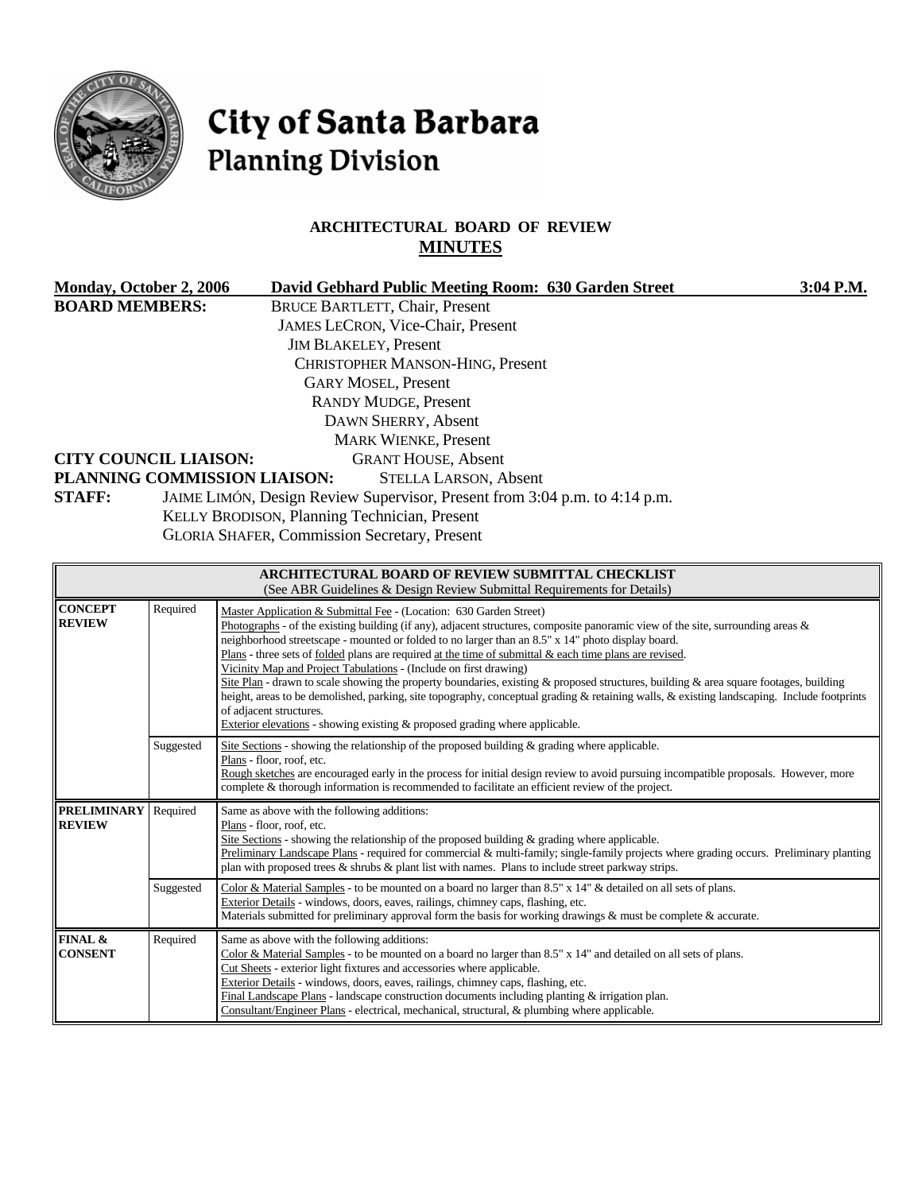# City of Santa Barbara
## Planning Division

### ARCHITECTURAL BOARD OF REVIEW
### MINUTES

**Monday, October 2, 2006** **David Gebhard Public Meeting Room: 630 Garden Street** **3:04 P.M.**

**BOARD MEMBERS:**
BRUCE BARTLETT, Chair, Present
JAMES LECRON, Vice-Chair, Present
JIM BLAKELEY, Present
CHRISTOPHER MANSON-HING, Present
GARY MOSEL, Present
RANDY MUDGE, Present
DAWN SHERRY, Absent
MARK WIENKE, Present

**CITY COUNCIL LIAISON:** GRANT HOUSE, Absent

**PLANNING COMMISSION LIAISON:** STELLA LARSON, Absent

**STAFF:**
JAIME LIMÓN, Design Review Supervisor, Present from 3:04 p.m. to 4:14 p.m.
KELLY BRODISON, Planning Technician, Present
GLORIA SHAFER, Commission Secretary, Present

| ARCHITECTURAL BOARD OF REVIEW SUBMITTAL CHECKLIST (See ABR Guidelines & Design Review Submittal Requirements for Details) | | |
|---|---|---|
| **CONCEPT REVIEW** | Required | Master Application & Submittal Fee - (Location: 630 Garden Street)<br>Photographs - of the existing building (if any), adjacent structures, composite panoramic view of the site, surrounding areas & neighborhood streetscape - mounted or folded to no larger than an 8.5" x 14" photo display board.<br>Plans - three sets of folded plans are required at the time of submittal & each time plans are revised.<br>Vicinity Map and Project Tabulations - (Include on first drawing)<br>Site Plan - drawn to scale showing the property boundaries, existing & proposed structures, building & area square footages, building height, areas to be demolished, parking, site topography, conceptual grading & retaining walls, & existing landscaping. Include footprints of adjacent structures.<br>Exterior elevations - showing existing & proposed grading where applicable. |
| | Suggested | Site Sections - showing the relationship of the proposed building & grading where applicable.<br>Plans - floor, roof, etc.<br>Rough sketches are encouraged early in the process for initial design review to avoid pursuing incompatible proposals. However, more complete & thorough information is recommended to facilitate an efficient review of the project. |
| **PRELIMINARY REVIEW** | Required | Same as above with the following additions:<br>Plans - floor, roof, etc.<br>Site Sections - showing the relationship of the proposed building & grading where applicable.<br>Preliminary Landscape Plans - required for commercial & multi-family; single-family projects where grading occurs. Preliminary planting plan with proposed trees & shrubs & plant list with names. Plans to include street parkway strips. |
| | Suggested | Color & Material Samples - to be mounted on a board no larger than 8.5" x 14" & detailed on all sets of plans.<br>Exterior Details - windows, doors, eaves, railings, chimney caps, flashing, etc.<br>Materials submitted for preliminary approval form the basis for working drawings & must be complete & accurate. |
| **FINAL & CONSENT** | Required | Same as above with the following additions:<br>Color & Material Samples - to be mounted on a board no larger than 8.5" x 14" and detailed on all sets of plans.<br>Cut Sheets - exterior light fixtures and accessories where applicable.<br>Exterior Details - windows, doors, eaves, railings, chimney caps, flashing, etc.<br>Final Landscape Plans - landscape construction documents including planting & irrigation plan.<br>Consultant/Engineer Plans - electrical, mechanical, structural, & plumbing where applicable. |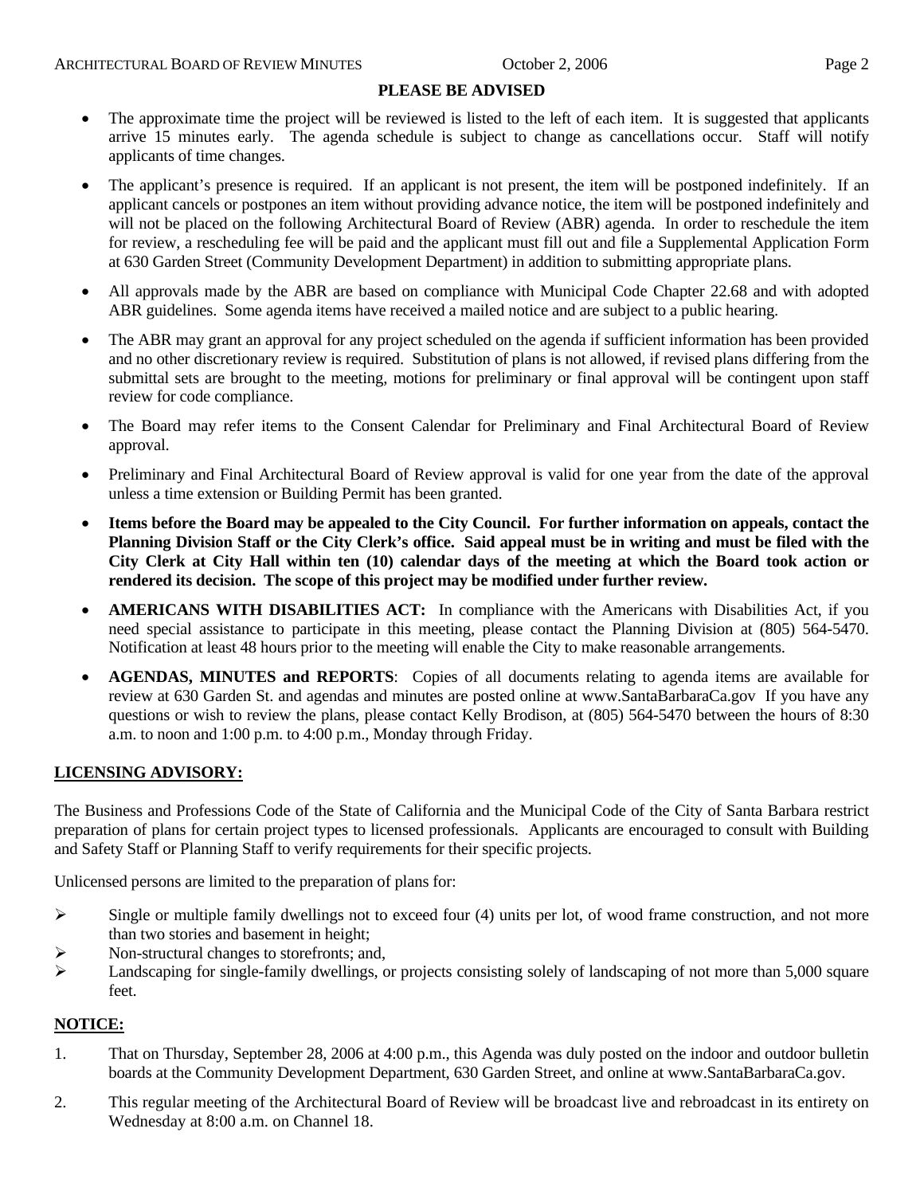**PLEASE BE ADVISED**

- The approximate time the project will be reviewed is listed to the left of each item. It is suggested that applicants arrive 15 minutes early. The agenda schedule is subject to change as cancellations occur. Staff will notify applicants of time changes.
- The applicant's presence is required. If an applicant is not present, the item will be postponed indefinitely. If an applicant cancels or postpones an item without providing advance notice, the item will be postponed indefinitely and will not be placed on the following Architectural Board of Review (ABR) agenda. In order to reschedule the item for review, a rescheduling fee will be paid and the applicant must fill out and file a Supplemental Application Form at 630 Garden Street (Community Development Department) in addition to submitting appropriate plans.
- All approvals made by the ABR are based on compliance with Municipal Code Chapter 22.68 and with adopted ABR guidelines. Some agenda items have received a mailed notice and are subject to a public hearing.
- The ABR may grant an approval for any project scheduled on the agenda if sufficient information has been provided and no other discretionary review is required. Substitution of plans is not allowed, if revised plans differing from the submittal sets are brought to the meeting, motions for preliminary or final approval will be contingent upon staff review for code compliance.
- The Board may refer items to the Consent Calendar for Preliminary and Final Architectural Board of Review approval.
- Preliminary and Final Architectural Board of Review approval is valid for one year from the date of the approval unless a time extension or Building Permit has been granted.
- **Items before the Board may be appealed to the City Council. For further information on appeals, contact the Planning Division Staff or the City Clerk's office. Said appeal must be in writing and must be filed with the City Clerk at City Hall within ten (10) calendar days of the meeting at which the Board took action or rendered its decision. The scope of this project may be modified under further review.**
- **AMERICANS WITH DISABILITIES ACT:** In compliance with the Americans with Disabilities Act, if you need special assistance to participate in this meeting, please contact the Planning Division at (805) 564-5470. Notification at least 48 hours prior to the meeting will enable the City to make reasonable arrangements.
- **AGENDAS, MINUTES and REPORTS**: Copies of all documents relating to agenda items are available for review at 630 Garden St. and agendas and minutes are posted online at www.SantaBarbaraCa.gov If you have any questions or wish to review the plans, please contact Kelly Brodison, at (805) 564-5470 between the hours of 8:30 a.m. to noon and 1:00 p.m. to 4:00 p.m., Monday through Friday.

## LICENSING ADVISORY:

The Business and Professions Code of the State of California and the Municipal Code of the City of Santa Barbara restrict preparation of plans for certain project types to licensed professionals. Applicants are encouraged to consult with Building and Safety Staff or Planning Staff to verify requirements for their specific projects.

Unlicensed persons are limited to the preparation of plans for:

- Single or multiple family dwellings not to exceed four (4) units per lot, of wood frame construction, and not more than two stories and basement in height;
- Non-structural changes to storefronts; and,
- Landscaping for single-family dwellings, or projects consisting solely of landscaping of not more than 5,000 square feet.

## NOTICE:

1. That on Thursday, September 28, 2006 at 4:00 p.m., this Agenda was duly posted on the indoor and outdoor bulletin boards at the Community Development Department, 630 Garden Street, and online at www.SantaBarbaraCa.gov.
2. This regular meeting of the Architectural Board of Review will be broadcast live and rebroadcast in its entirety on Wednesday at 8:00 a.m. on Channel 18.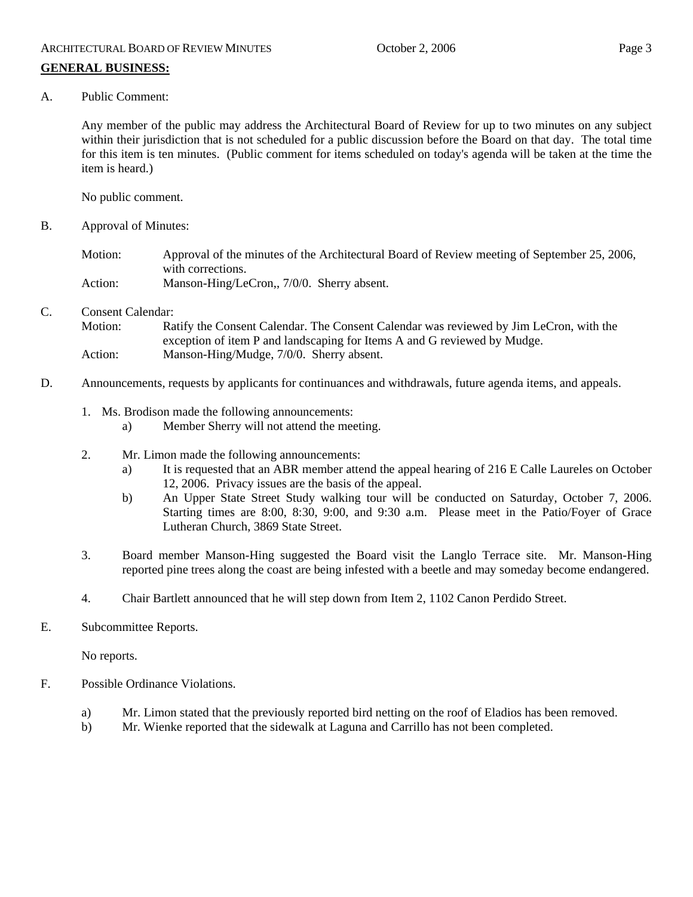## GENERAL BUSINESS:

A. Public Comment:

Any member of the public may address the Architectural Board of Review for up to two minutes on any subject within their jurisdiction that is not scheduled for a public discussion before the Board on that day. The total time for this item is ten minutes. (Public comment for items scheduled on today's agenda will be taken at the time the item is heard.)

No public comment.

B. Approval of Minutes:

Motion: Approval of the minutes of the Architectural Board of Review meeting of September 25, 2006, with corrections.
Action: Manson-Hing/LeCron,, 7/0/0. Sherry absent.

C. Consent Calendar:
Motion: Ratify the Consent Calendar. The Consent Calendar was reviewed by Jim LeCron, with the exception of item P and landscaping for Items A and G reviewed by Mudge.
Action: Manson-Hing/Mudge, 7/0/0. Sherry absent.

D. Announcements, requests by applicants for continuances and withdrawals, future agenda items, and appeals.

1. Ms. Brodison made the following announcements:
   a) Member Sherry will not attend the meeting.

2. Mr. Limon made the following announcements:
   a) It is requested that an ABR member attend the appeal hearing of 216 E Calle Laureles on October 12, 2006. Privacy issues are the basis of the appeal.
   b) An Upper State Street Study walking tour will be conducted on Saturday, October 7, 2006. Starting times are 8:00, 8:30, 9:00, and 9:30 a.m. Please meet in the Patio/Foyer of Grace Lutheran Church, 3869 State Street.

3. Board member Manson-Hing suggested the Board visit the Langlo Terrace site. Mr. Manson-Hing reported pine trees along the coast are being infested with a beetle and may someday become endangered.

4. Chair Bartlett announced that he will step down from Item 2, 1102 Canon Perdido Street.

E. Subcommittee Reports.

No reports.

F. Possible Ordinance Violations.

a) Mr. Limon stated that the previously reported bird netting on the roof of Eladios has been removed.
b) Mr. Wienke reported that the sidewalk at Laguna and Carrillo has not been completed.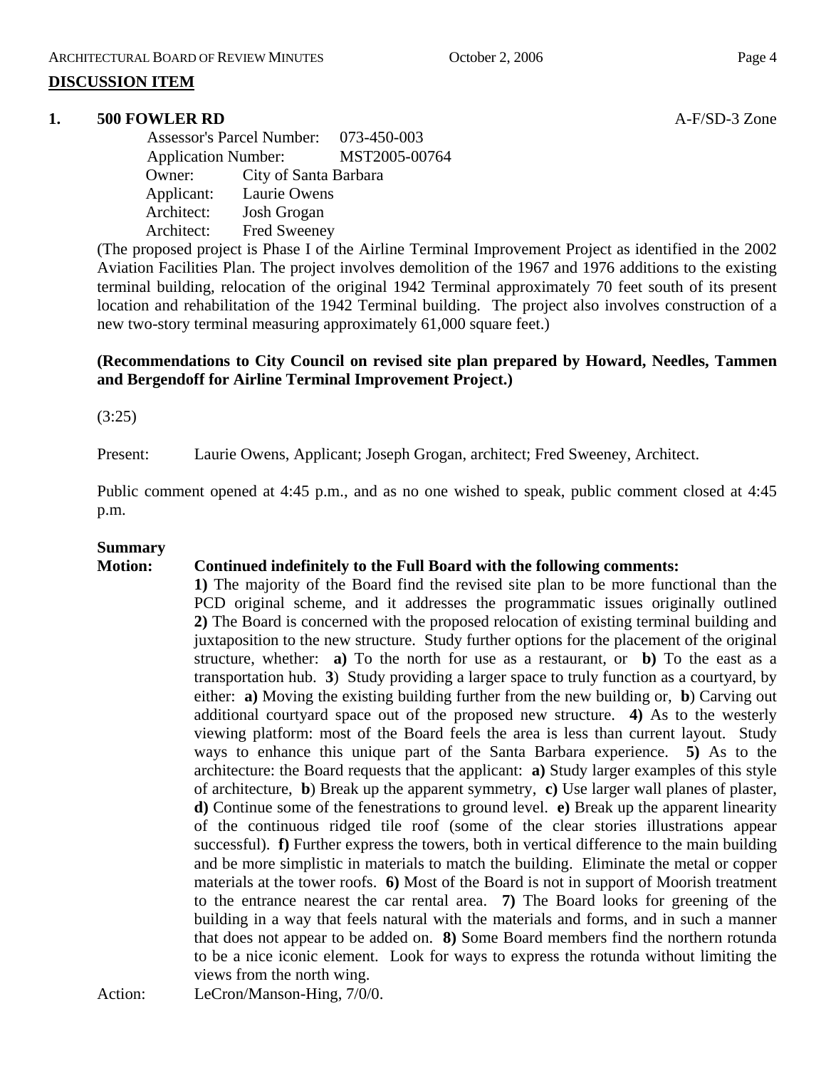## DISCUSSION ITEM

### 1. 500 FOWLER RD

A-F/SD-3 Zone

Assessor's Parcel Number: 073-450-003
Application Number: MST2005-00764
Owner: City of Santa Barbara
Applicant: Laurie Owens
Architect: Josh Grogan
Architect: Fred Sweeney

(The proposed project is Phase I of the Airline Terminal Improvement Project as identified in the 2002 Aviation Facilities Plan. The project involves demolition of the 1967 and 1976 additions to the existing terminal building, relocation of the original 1942 Terminal approximately 70 feet south of its present location and rehabilitation of the 1942 Terminal building. The project also involves construction of a new two-story terminal measuring approximately 61,000 square feet.)

**(Recommendations to City Council on revised site plan prepared by Howard, Needles, Tammen and Bergendoff for Airline Terminal Improvement Project.)**

(3:25)

Present: Laurie Owens, Applicant; Joseph Grogan, architect; Fred Sweeney, Architect.

Public comment opened at 4:45 p.m., and as no one wished to speak, public comment closed at 4:45 p.m.

**Summary**

**Motion: Continued indefinitely to the Full Board with the following comments:**
**1)** The majority of the Board find the revised site plan to be more functional than the PCD original scheme, and it addresses the programmatic issues originally outlined **2)** The Board is concerned with the proposed relocation of existing terminal building and juxtaposition to the new structure. Study further options for the placement of the original structure, whether: **a)** To the north for use as a restaurant, or **b)** To the east as a transportation hub. **3**) Study providing a larger space to truly function as a courtyard, by either: **a)** Moving the existing building further from the new building or, **b**) Carving out additional courtyard space out of the proposed new structure. **4)** As to the westerly viewing platform: most of the Board feels the area is less than current layout. Study ways to enhance this unique part of the Santa Barbara experience. **5)** As to the architecture: the Board requests that the applicant: **a)** Study larger examples of this style of architecture, **b**) Break up the apparent symmetry, **c)** Use larger wall planes of plaster, **d)** Continue some of the fenestrations to ground level. **e)** Break up the apparent linearity of the continuous ridged tile roof (some of the clear stories illustrations appear successful). **f)** Further express the towers, both in vertical difference to the main building and be more simplistic in materials to match the building. Eliminate the metal or copper materials at the tower roofs. **6)** Most of the Board is not in support of Moorish treatment to the entrance nearest the car rental area. **7)** The Board looks for greening of the building in a way that feels natural with the materials and forms, and in such a manner that does not appear to be added on. **8)** Some Board members find the northern rotunda to be a nice iconic element. Look for ways to express the rotunda without limiting the views from the north wing.

Action: LeCron/Manson-Hing, 7/0/0.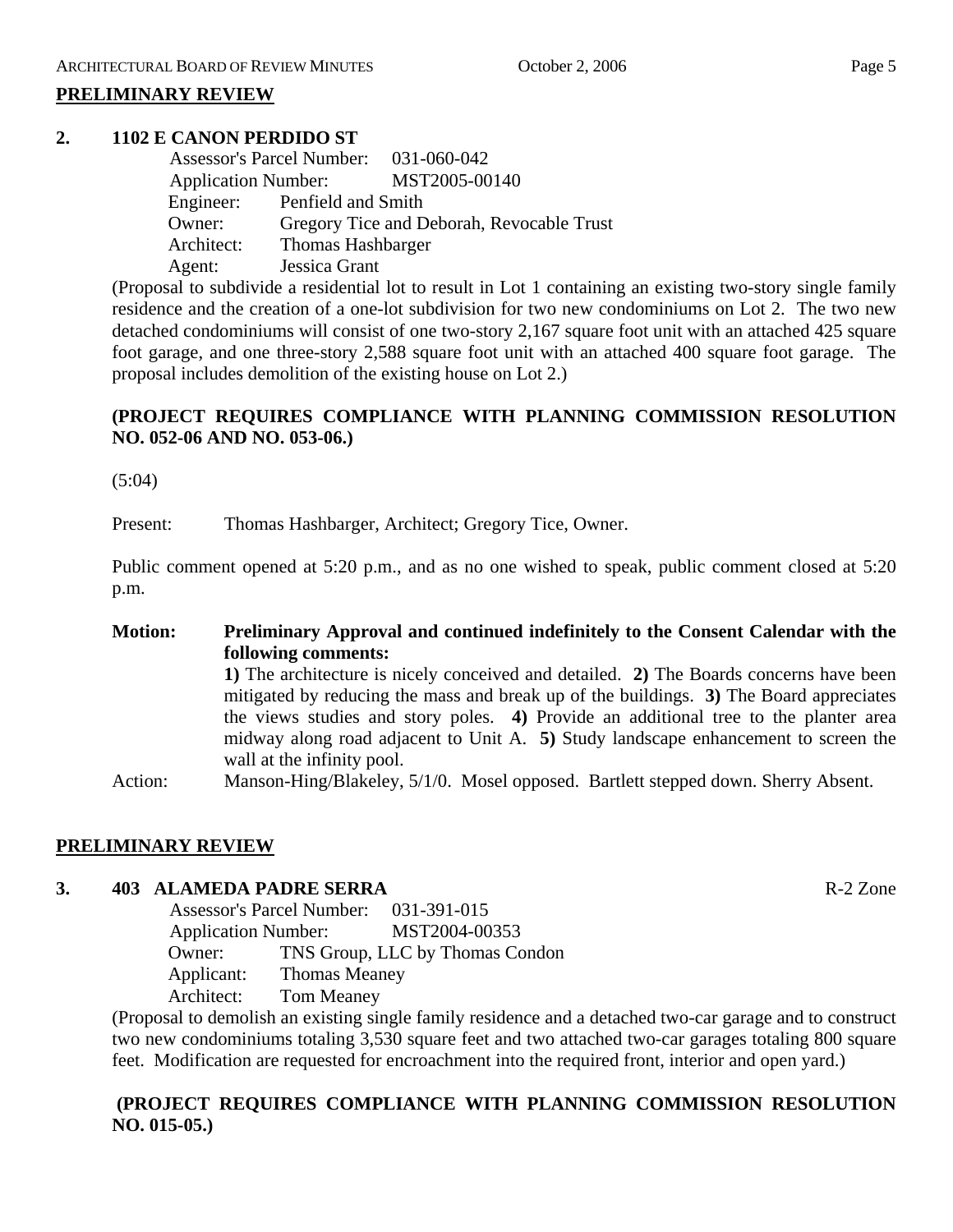## PRELIMINARY REVIEW

**2. 1102 E CANON PERDIDO ST**

Assessor's Parcel Number: 031-060-042
Application Number: MST2005-00140
Engineer: Penfield and Smith
Owner: Gregory Tice and Deborah, Revocable Trust
Architect: Thomas Hashbarger
Agent: Jessica Grant

(Proposal to subdivide a residential lot to result in Lot 1 containing an existing two-story single family residence and the creation of a one-lot subdivision for two new condominiums on Lot 2. The two new detached condominiums will consist of one two-story 2,167 square foot unit with an attached 425 square foot garage, and one three-story 2,588 square foot unit with an attached 400 square foot garage. The proposal includes demolition of the existing house on Lot 2.)

**(PROJECT REQUIRES COMPLIANCE WITH PLANNING COMMISSION RESOLUTION NO. 052-06 AND NO. 053-06.)**

(5:04)

Present: Thomas Hashbarger, Architect; Gregory Tice, Owner.

Public comment opened at 5:20 p.m., and as no one wished to speak, public comment closed at 5:20 p.m.

**Motion: Preliminary Approval and continued indefinitely to the Consent Calendar with the following comments:**

**1)** The architecture is nicely conceived and detailed. **2)** The Boards concerns have been mitigated by reducing the mass and break up of the buildings. **3)** The Board appreciates the views studies and story poles. **4)** Provide an additional tree to the planter area midway along road adjacent to Unit A. **5)** Study landscape enhancement to screen the wall at the infinity pool.

Action: Manson-Hing/Blakeley, 5/1/0. Mosel opposed. Bartlett stepped down. Sherry Absent.

## PRELIMINARY REVIEW

**3. 403 ALAMEDA PADRE SERRA** R-2 Zone

Assessor's Parcel Number: 031-391-015
Application Number: MST2004-00353
Owner: TNS Group, LLC by Thomas Condon
Applicant: Thomas Meaney
Architect: Tom Meaney

(Proposal to demolish an existing single family residence and a detached two-car garage and to construct two new condominiums totaling 3,530 square feet and two attached two-car garages totaling 800 square feet. Modification are requested for encroachment into the required front, interior and open yard.)

**(PROJECT REQUIRES COMPLIANCE WITH PLANNING COMMISSION RESOLUTION NO. 015-05.)**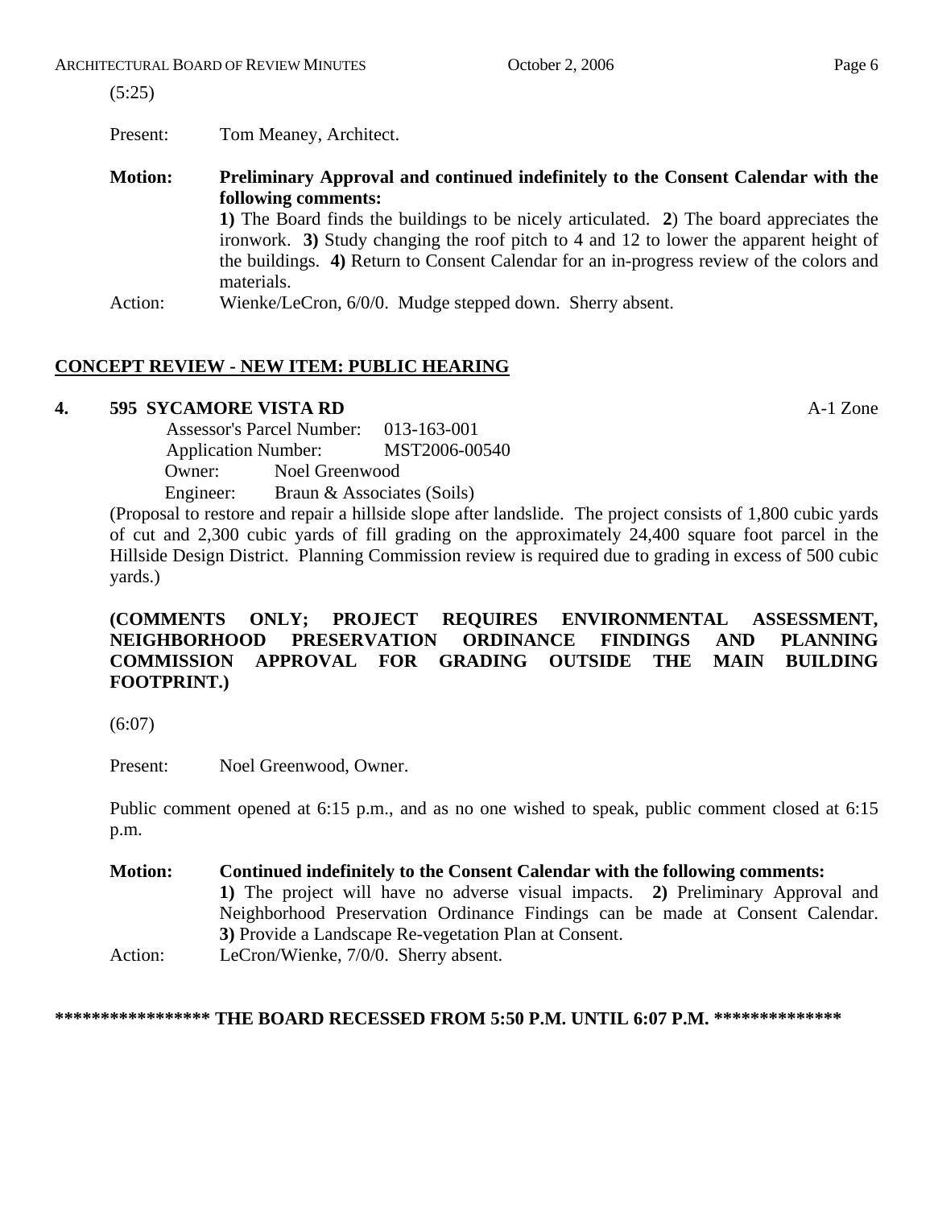(5:25)

Present: Tom Meaney, Architect.

**Motion: Preliminary Approval and continued indefinitely to the Consent Calendar with the following comments:**

**1)** The Board finds the buildings to be nicely articulated. **2**) The board appreciates the ironwork. **3)** Study changing the roof pitch to 4 and 12 to lower the apparent height of the buildings. **4)** Return to Consent Calendar for an in-progress review of the colors and materials.

Action: Wienke/LeCron, 6/0/0. Mudge stepped down. Sherry absent.

## CONCEPT REVIEW - NEW ITEM: PUBLIC HEARING

### 4. 595 SYCAMORE VISTA RD — A-1 Zone

Assessor's Parcel Number: 013-163-001
Application Number: MST2006-00540
Owner: Noel Greenwood
Engineer: Braun & Associates (Soils)

(Proposal to restore and repair a hillside slope after landslide. The project consists of 1,800 cubic yards of cut and 2,300 cubic yards of fill grading on the approximately 24,400 square foot parcel in the Hillside Design District. Planning Commission review is required due to grading in excess of 500 cubic yards.)

**(COMMENTS ONLY; PROJECT REQUIRES ENVIRONMENTAL ASSESSMENT, NEIGHBORHOOD PRESERVATION ORDINANCE FINDINGS AND PLANNING COMMISSION APPROVAL FOR GRADING OUTSIDE THE MAIN BUILDING FOOTPRINT.)**

(6:07)

Present: Noel Greenwood, Owner.

Public comment opened at 6:15 p.m., and as no one wished to speak, public comment closed at 6:15 p.m.

**Motion: Continued indefinitely to the Consent Calendar with the following comments:**

**1)** The project will have no adverse visual impacts. **2)** Preliminary Approval and Neighborhood Preservation Ordinance Findings can be made at Consent Calendar. **3)** Provide a Landscape Re-vegetation Plan at Consent.

Action: LeCron/Wienke, 7/0/0. Sherry absent.

**\*\*\*\*\*\*\*\*\*\*\*\*\*\*\*\*\* THE BOARD RECESSED FROM 5:50 P.M. UNTIL 6:07 P.M. \*\*\*\*\*\*\*\*\*\*\*\*\*\***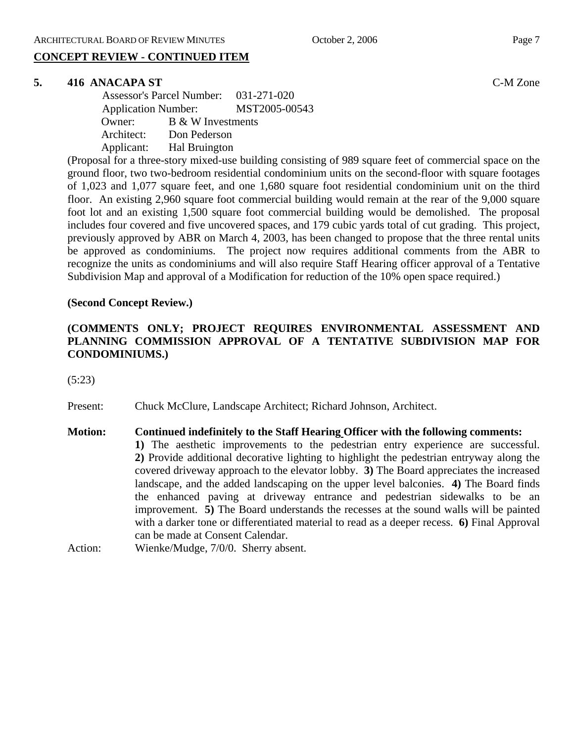## CONCEPT REVIEW - CONTINUED ITEM

**5. 416 ANACAPA ST** C-M Zone

Assessor's Parcel Number: 031-271-020
Application Number: MST2005-00543
Owner: B & W Investments
Architect: Don Pederson
Applicant: Hal Bruington

(Proposal for a three-story mixed-use building consisting of 989 square feet of commercial space on the ground floor, two two-bedroom residential condominium units on the second-floor with square footages of 1,023 and 1,077 square feet, and one 1,680 square foot residential condominium unit on the third floor. An existing 2,960 square foot commercial building would remain at the rear of the 9,000 square foot lot and an existing 1,500 square foot commercial building would be demolished. The proposal includes four covered and five uncovered spaces, and 179 cubic yards total of cut grading. This project, previously approved by ABR on March 4, 2003, has been changed to propose that the three rental units be approved as condominiums. The project now requires additional comments from the ABR to recognize the units as condominiums and will also require Staff Hearing officer approval of a Tentative Subdivision Map and approval of a Modification for reduction of the 10% open space required.)

**(Second Concept Review.)**

**(COMMENTS ONLY; PROJECT REQUIRES ENVIRONMENTAL ASSESSMENT AND PLANNING COMMISSION APPROVAL OF A TENTATIVE SUBDIVISION MAP FOR CONDOMINIUMS.)**

(5:23)

Present: Chuck McClure, Landscape Architect; Richard Johnson, Architect.

**Motion: Continued indefinitely to the Staff Hearing Officer with the following comments:**
**1)** The aesthetic improvements to the pedestrian entry experience are successful. **2)** Provide additional decorative lighting to highlight the pedestrian entryway along the covered driveway approach to the elevator lobby. **3)** The Board appreciates the increased landscape, and the added landscaping on the upper level balconies. **4)** The Board finds the enhanced paving at driveway entrance and pedestrian sidewalks to be an improvement. **5)** The Board understands the recesses at the sound walls will be painted with a darker tone or differentiated material to read as a deeper recess. **6)** Final Approval can be made at Consent Calendar.

Action: Wienke/Mudge, 7/0/0. Sherry absent.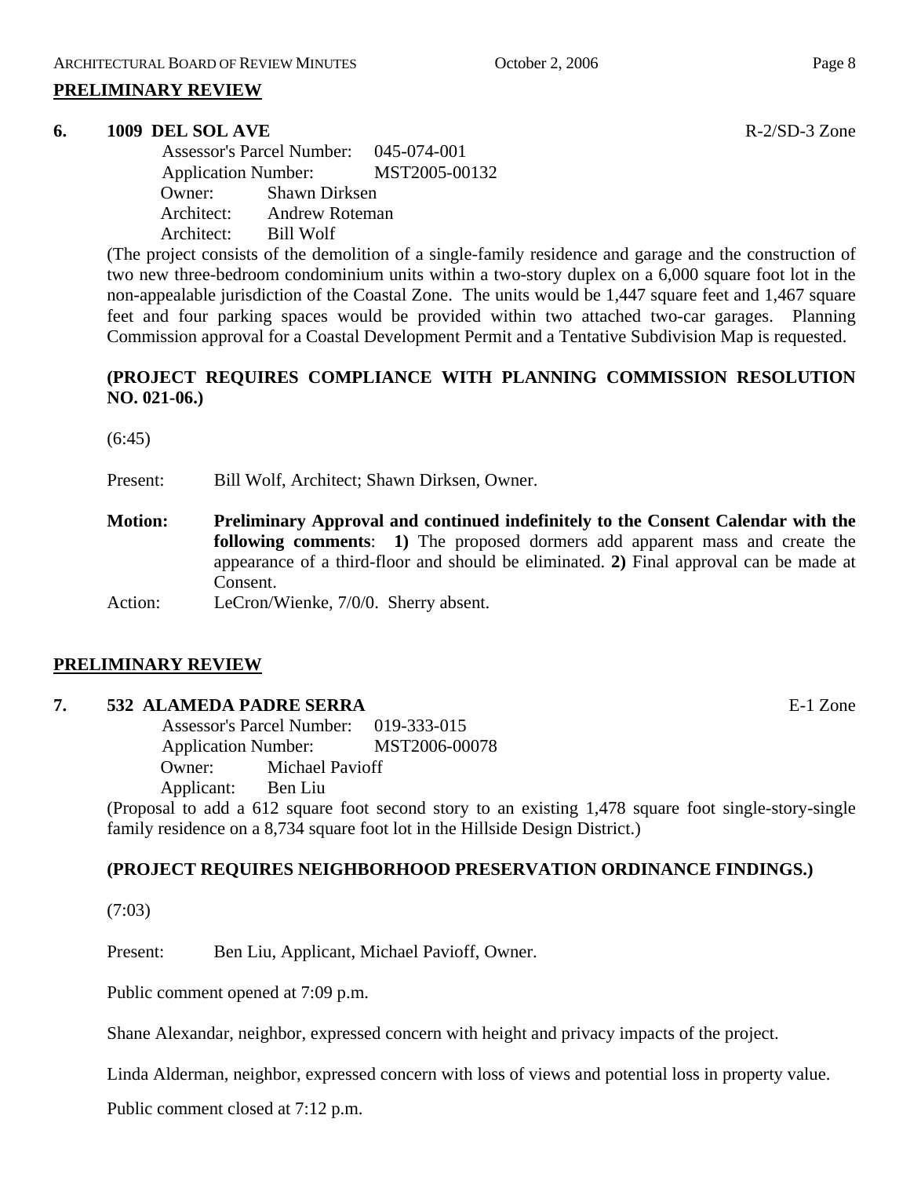## PRELIMINARY REVIEW

### 6. 1009 DEL SOL AVE

R-2/SD-3 Zone

Assessor's Parcel Number: 045-074-001
Application Number: MST2005-00132
Owner: Shawn Dirksen
Architect: Andrew Roteman
Architect: Bill Wolf

(The project consists of the demolition of a single-family residence and garage and the construction of two new three-bedroom condominium units within a two-story duplex on a 6,000 square foot lot in the non-appealable jurisdiction of the Coastal Zone. The units would be 1,447 square feet and 1,467 square feet and four parking spaces would be provided within two attached two-car garages. Planning Commission approval for a Coastal Development Permit and a Tentative Subdivision Map is requested.

**(PROJECT REQUIRES COMPLIANCE WITH PLANNING COMMISSION RESOLUTION NO. 021-06.)**

(6:45)

Present: Bill Wolf, Architect; Shawn Dirksen, Owner.

**Motion: Preliminary Approval and continued indefinitely to the Consent Calendar with the following comments**: **1)** The proposed dormers add apparent mass and create the appearance of a third-floor and should be eliminated. **2)** Final approval can be made at Consent.

Action: LeCron/Wienke, 7/0/0. Sherry absent.

## PRELIMINARY REVIEW

### 7. 532 ALAMEDA PADRE SERRA

E-1 Zone

Assessor's Parcel Number: 019-333-015
Application Number: MST2006-00078
Owner: Michael Pavioff
Applicant: Ben Liu

(Proposal to add a 612 square foot second story to an existing 1,478 square foot single-story-single family residence on a 8,734 square foot lot in the Hillside Design District.)

**(PROJECT REQUIRES NEIGHBORHOOD PRESERVATION ORDINANCE FINDINGS.)**

(7:03)

Present: Ben Liu, Applicant, Michael Pavioff, Owner.

Public comment opened at 7:09 p.m.

Shane Alexandar, neighbor, expressed concern with height and privacy impacts of the project.

Linda Alderman, neighbor, expressed concern with loss of views and potential loss in property value.

Public comment closed at 7:12 p.m.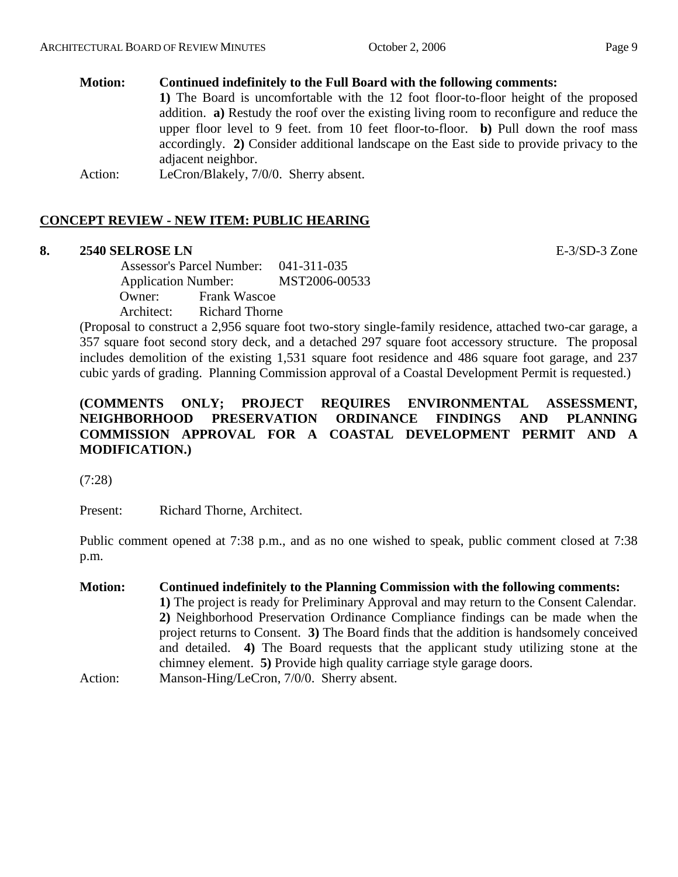**Motion:** **Continued indefinitely to the Full Board with the following comments:**
**1)** The Board is uncomfortable with the 12 foot floor-to-floor height of the proposed addition. **a)** Restudy the roof over the existing living room to reconfigure and reduce the upper floor level to 9 feet. from 10 feet floor-to-floor. **b)** Pull down the roof mass accordingly. **2)** Consider additional landscape on the East side to provide privacy to the adjacent neighbor.

Action: LeCron/Blakely, 7/0/0. Sherry absent.

## CONCEPT REVIEW - NEW ITEM: PUBLIC HEARING

**8. 2540 SELROSE LN** E-3/SD-3 Zone

Assessor's Parcel Number: 041-311-035
Application Number: MST2006-00533
Owner: Frank Wascoe
Architect: Richard Thorne

(Proposal to construct a 2,956 square foot two-story single-family residence, attached two-car garage, a 357 square foot second story deck, and a detached 297 square foot accessory structure. The proposal includes demolition of the existing 1,531 square foot residence and 486 square foot garage, and 237 cubic yards of grading. Planning Commission approval of a Coastal Development Permit is requested.)

**(COMMENTS ONLY; PROJECT REQUIRES ENVIRONMENTAL ASSESSMENT, NEIGHBORHOOD PRESERVATION ORDINANCE FINDINGS AND PLANNING COMMISSION APPROVAL FOR A COASTAL DEVELOPMENT PERMIT AND A MODIFICATION.)**

(7:28)

Present: Richard Thorne, Architect.

Public comment opened at 7:38 p.m., and as no one wished to speak, public comment closed at 7:38 p.m.

**Motion:** **Continued indefinitely to the Planning Commission with the following comments:**
**1)** The project is ready for Preliminary Approval and may return to the Consent Calendar. **2)** Neighborhood Preservation Ordinance Compliance findings can be made when the project returns to Consent. **3)** The Board finds that the addition is handsomely conceived and detailed. **4)** The Board requests that the applicant study utilizing stone at the chimney element. **5)** Provide high quality carriage style garage doors.

Action: Manson-Hing/LeCron, 7/0/0. Sherry absent.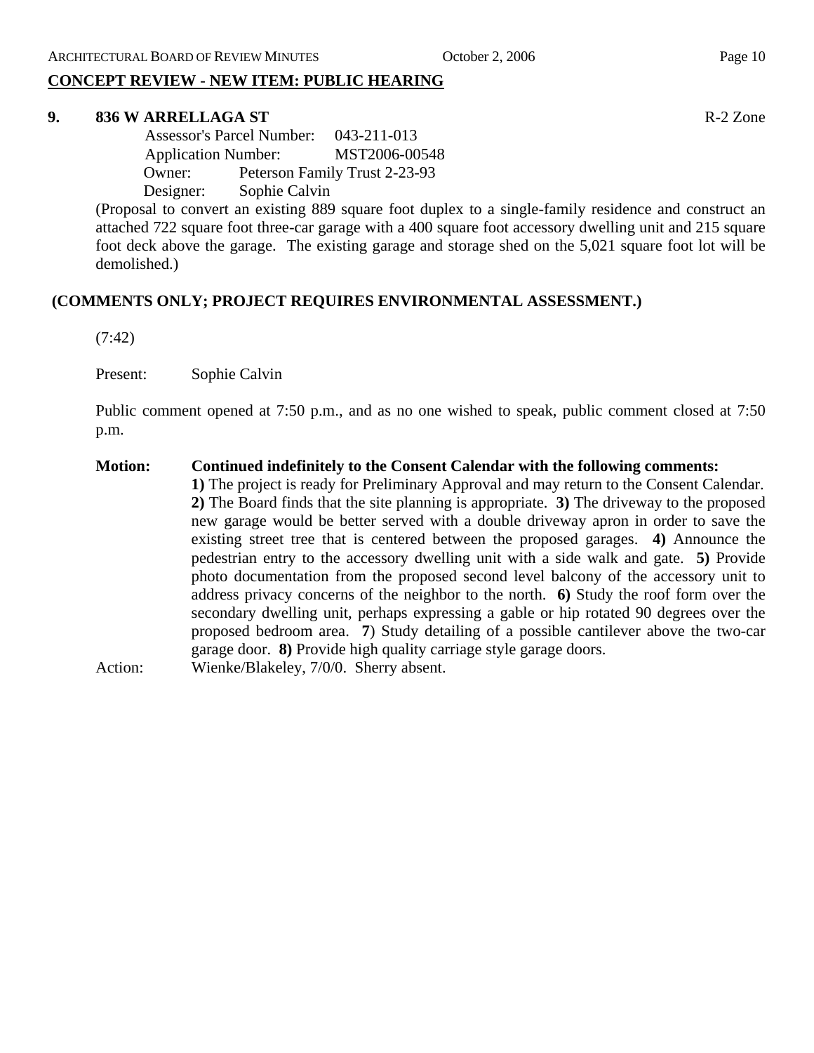## CONCEPT REVIEW - NEW ITEM: PUBLIC HEARING

### 9. 836 W ARRELLAGA ST

R-2 Zone

Assessor's Parcel Number: 043-211-013
Application Number: MST2006-00548
Owner: Peterson Family Trust 2-23-93
Designer: Sophie Calvin

(Proposal to convert an existing 889 square foot duplex to a single-family residence and construct an attached 722 square foot three-car garage with a 400 square foot accessory dwelling unit and 215 square foot deck above the garage. The existing garage and storage shed on the 5,021 square foot lot will be demolished.)

**(COMMENTS ONLY; PROJECT REQUIRES ENVIRONMENTAL ASSESSMENT.)**

(7:42)

Present: Sophie Calvin

Public comment opened at 7:50 p.m., and as no one wished to speak, public comment closed at 7:50 p.m.

**Motion:** **Continued indefinitely to the Consent Calendar with the following comments:** **1)** The project is ready for Preliminary Approval and may return to the Consent Calendar. **2)** The Board finds that the site planning is appropriate. **3)** The driveway to the proposed new garage would be better served with a double driveway apron in order to save the existing street tree that is centered between the proposed garages. **4)** Announce the pedestrian entry to the accessory dwelling unit with a side walk and gate. **5)** Provide photo documentation from the proposed second level balcony of the accessory unit to address privacy concerns of the neighbor to the north. **6)** Study the roof form over the secondary dwelling unit, perhaps expressing a gable or hip rotated 90 degrees over the proposed bedroom area. **7**) Study detailing of a possible cantilever above the two-car garage door. **8)** Provide high quality carriage style garage doors.

Action: Wienke/Blakeley, 7/0/0. Sherry absent.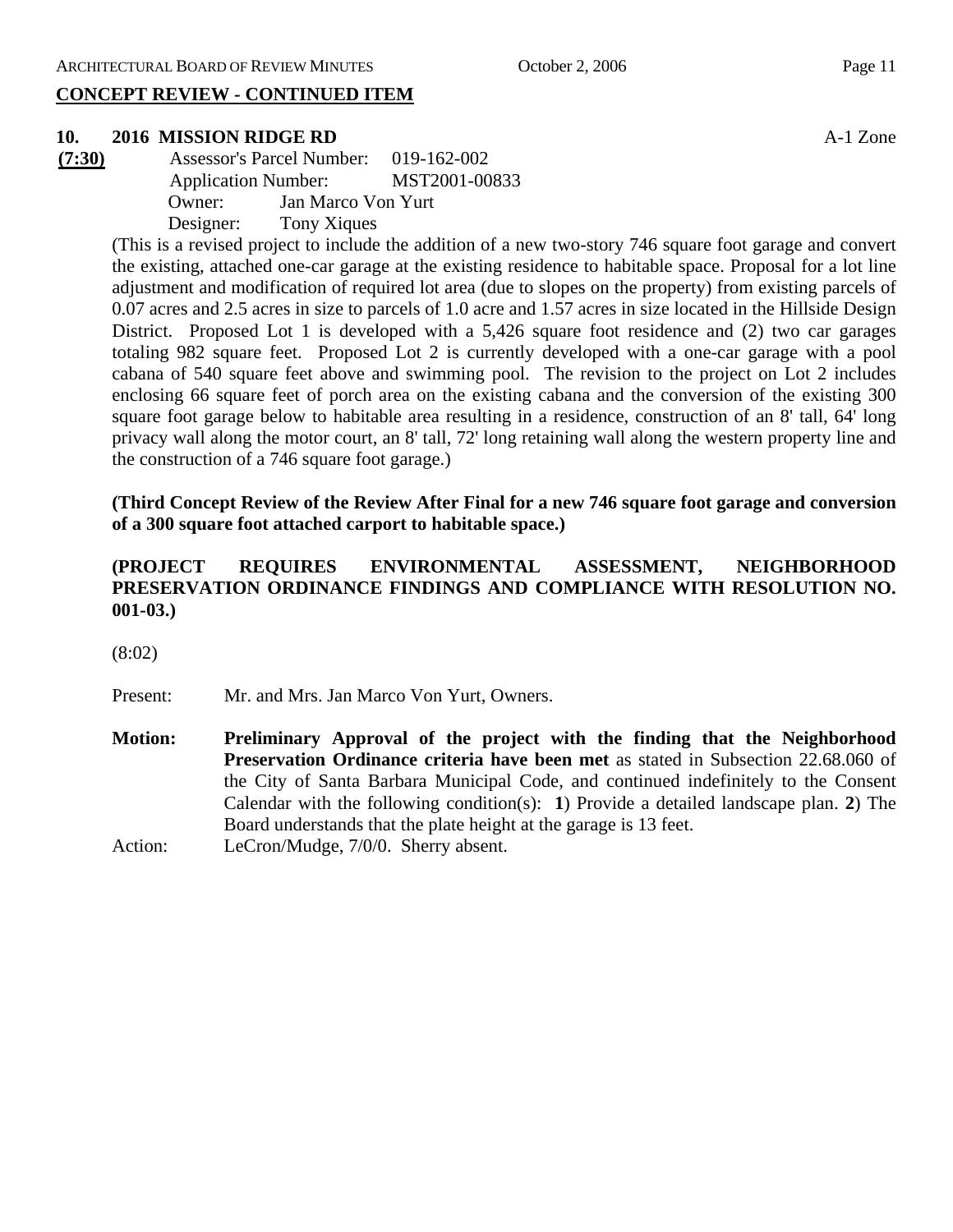## CONCEPT REVIEW - CONTINUED ITEM

**10. 2016 MISSION RIDGE RD** A-1 Zone

**(7:30)**

Assessor's Parcel Number: 019-162-002
Application Number: MST2001-00833
Owner: Jan Marco Von Yurt
Designer: Tony Xiques

(This is a revised project to include the addition of a new two-story 746 square foot garage and convert the existing, attached one-car garage at the existing residence to habitable space. Proposal for a lot line adjustment and modification of required lot area (due to slopes on the property) from existing parcels of 0.07 acres and 2.5 acres in size to parcels of 1.0 acre and 1.57 acres in size located in the Hillside Design District. Proposed Lot 1 is developed with a 5,426 square foot residence and (2) two car garages totaling 982 square feet. Proposed Lot 2 is currently developed with a one-car garage with a pool cabana of 540 square feet above and swimming pool. The revision to the project on Lot 2 includes enclosing 66 square feet of porch area on the existing cabana and the conversion of the existing 300 square foot garage below to habitable area resulting in a residence, construction of an 8' tall, 64' long privacy wall along the motor court, an 8' tall, 72' long retaining wall along the western property line and the construction of a 746 square foot garage.)

**(Third Concept Review of the Review After Final for a new 746 square foot garage and conversion of a 300 square foot attached carport to habitable space.)**

**(PROJECT REQUIRES ENVIRONMENTAL ASSESSMENT, NEIGHBORHOOD PRESERVATION ORDINANCE FINDINGS AND COMPLIANCE WITH RESOLUTION NO. 001-03.)**

(8:02)

Present: Mr. and Mrs. Jan Marco Von Yurt, Owners.

**Motion: Preliminary Approval of the project with the finding that the Neighborhood Preservation Ordinance criteria have been met** as stated in Subsection 22.68.060 of the City of Santa Barbara Municipal Code, and continued indefinitely to the Consent Calendar with the following condition(s): **1**) Provide a detailed landscape plan. **2**) The Board understands that the plate height at the garage is 13 feet.

Action: LeCron/Mudge, 7/0/0. Sherry absent.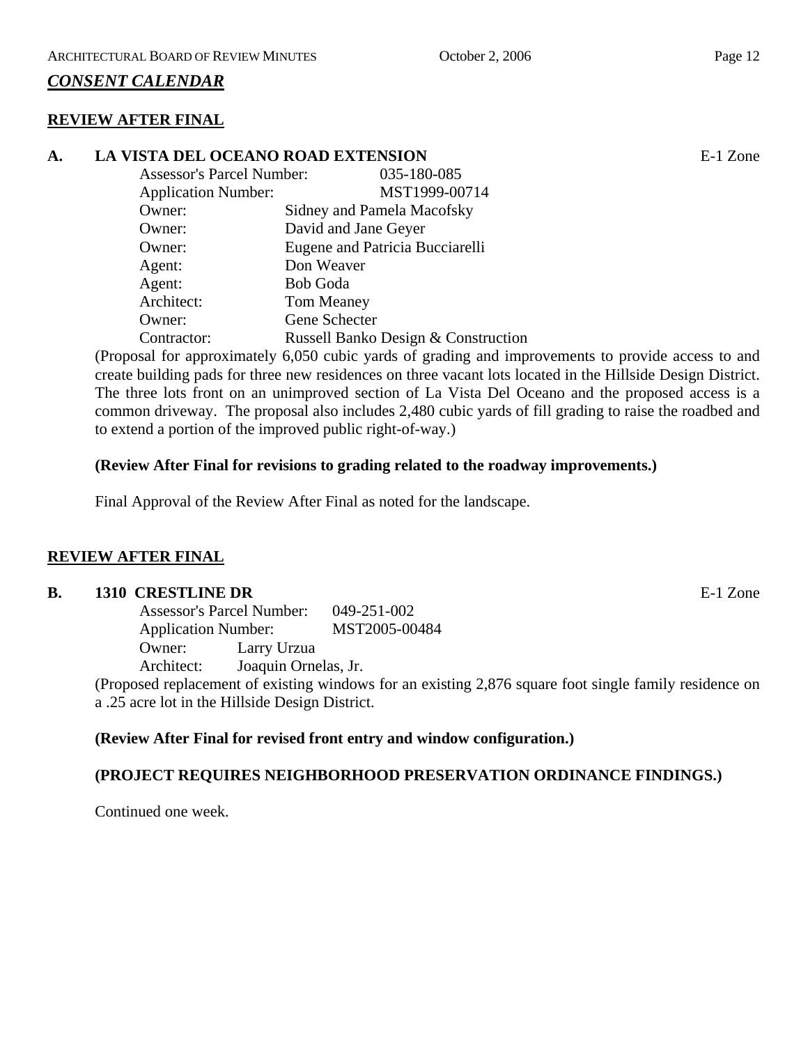## *CONSENT CALENDAR*

**REVIEW AFTER FINAL**

**A. LA VISTA DEL OCEANO ROAD EXTENSION** E-1 Zone

Assessor's Parcel Number: 035-180-085
Application Number: MST1999-00714
Owner: Sidney and Pamela Macofsky
Owner: David and Jane Geyer
Owner: Eugene and Patricia Bucciarelli
Agent: Don Weaver
Agent: Bob Goda
Architect: Tom Meaney
Owner: Gene Schecter
Contractor: Russell Banko Design & Construction

(Proposal for approximately 6,050 cubic yards of grading and improvements to provide access to and create building pads for three new residences on three vacant lots located in the Hillside Design District. The three lots front on an unimproved section of La Vista Del Oceano and the proposed access is a common driveway. The proposal also includes 2,480 cubic yards of fill grading to raise the roadbed and to extend a portion of the improved public right-of-way.)

**(Review After Final for revisions to grading related to the roadway improvements.)**

Final Approval of the Review After Final as noted for the landscape.

**REVIEW AFTER FINAL**

**B. 1310 CRESTLINE DR** E-1 Zone

Assessor's Parcel Number: 049-251-002
Application Number: MST2005-00484
Owner: Larry Urzua
Architect: Joaquin Ornelas, Jr.

(Proposed replacement of existing windows for an existing 2,876 square foot single family residence on a .25 acre lot in the Hillside Design District.

**(Review After Final for revised front entry and window configuration.)**

**(PROJECT REQUIRES NEIGHBORHOOD PRESERVATION ORDINANCE FINDINGS.)**

Continued one week.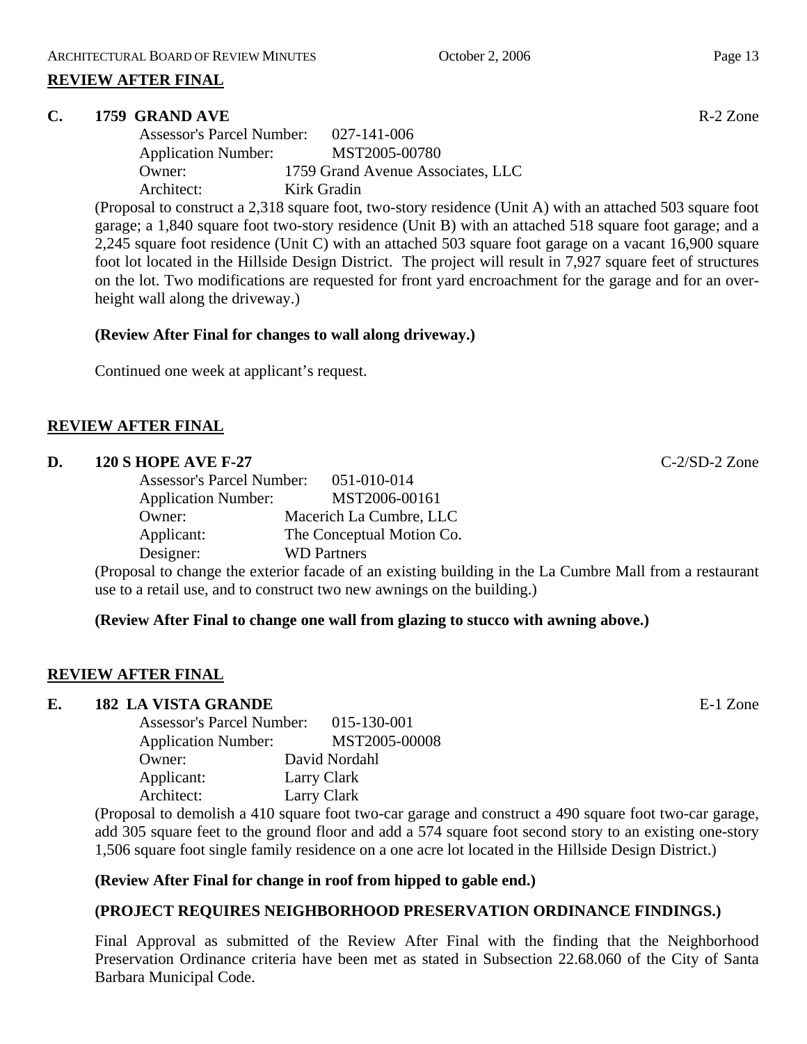## REVIEW AFTER FINAL

### C. 1759 GRAND AVE — R-2 Zone

Assessor's Parcel Number: 027-141-006
Application Number: MST2005-00780
Owner: 1759 Grand Avenue Associates, LLC
Architect: Kirk Gradin

(Proposal to construct a 2,318 square foot, two-story residence (Unit A) with an attached 503 square foot garage; a 1,840 square foot two-story residence (Unit B) with an attached 518 square foot garage; and a 2,245 square foot residence (Unit C) with an attached 503 square foot garage on a vacant 16,900 square foot lot located in the Hillside Design District. The project will result in 7,927 square feet of structures on the lot. Two modifications are requested for front yard encroachment for the garage and for an over-height wall along the driveway.)

**(Review After Final for changes to wall along driveway.)**

Continued one week at applicant's request.

## REVIEW AFTER FINAL

### D. 120 S HOPE AVE F-27 — C-2/SD-2 Zone

Assessor's Parcel Number: 051-010-014
Application Number: MST2006-00161
Owner: Macerich La Cumbre, LLC
Applicant: The Conceptual Motion Co.
Designer: WD Partners

(Proposal to change the exterior facade of an existing building in the La Cumbre Mall from a restaurant use to a retail use, and to construct two new awnings on the building.)

**(Review After Final to change one wall from glazing to stucco with awning above.)**

## REVIEW AFTER FINAL

### E. 182 LA VISTA GRANDE — E-1 Zone

Assessor's Parcel Number: 015-130-001
Application Number: MST2005-00008
Owner: David Nordahl
Applicant: Larry Clark
Architect: Larry Clark

(Proposal to demolish a 410 square foot two-car garage and construct a 490 square foot two-car garage, add 305 square feet to the ground floor and add a 574 square foot second story to an existing one-story 1,506 square foot single family residence on a one acre lot located in the Hillside Design District.)

**(Review After Final for change in roof from hipped to gable end.)**

**(PROJECT REQUIRES NEIGHBORHOOD PRESERVATION ORDINANCE FINDINGS.)**

Final Approval as submitted of the Review After Final with the finding that the Neighborhood Preservation Ordinance criteria have been met as stated in Subsection 22.68.060 of the City of Santa Barbara Municipal Code.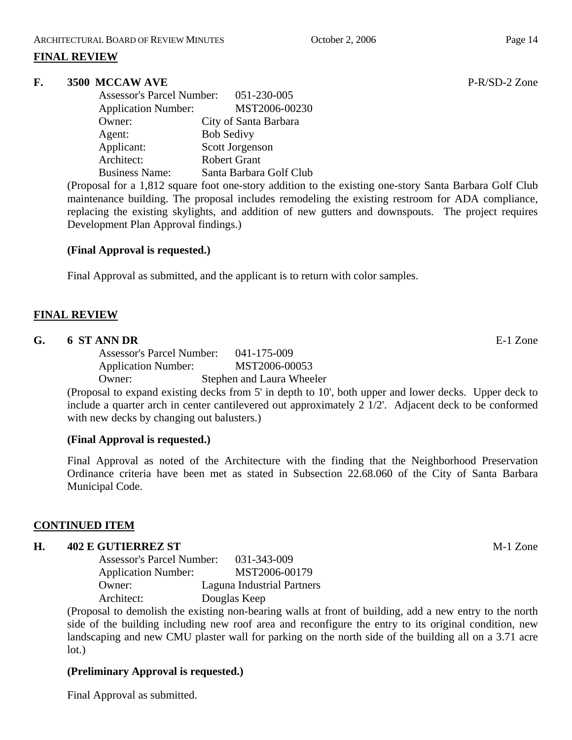## FINAL REVIEW

**F. 3500 MCCAW AVE** P-R/SD-2 Zone

Assessor's Parcel Number: 051-230-005
Application Number: MST2006-00230
Owner: City of Santa Barbara
Agent: Bob Sedivy
Applicant: Scott Jorgenson
Architect: Robert Grant
Business Name: Santa Barbara Golf Club

(Proposal for a 1,812 square foot one-story addition to the existing one-story Santa Barbara Golf Club maintenance building. The proposal includes remodeling the existing restroom for ADA compliance, replacing the existing skylights, and addition of new gutters and downspouts. The project requires Development Plan Approval findings.)

**(Final Approval is requested.)**

Final Approval as submitted, and the applicant is to return with color samples.

## FINAL REVIEW

**G. 6 ST ANN DR** E-1 Zone

Assessor's Parcel Number: 041-175-009
Application Number: MST2006-00053
Owner: Stephen and Laura Wheeler

(Proposal to expand existing decks from 5' in depth to 10', both upper and lower decks. Upper deck to include a quarter arch in center cantilevered out approximately 2 1/2'. Adjacent deck to be conformed with new decks by changing out balusters.)

**(Final Approval is requested.)**

Final Approval as noted of the Architecture with the finding that the Neighborhood Preservation Ordinance criteria have been met as stated in Subsection 22.68.060 of the City of Santa Barbara Municipal Code.

## CONTINUED ITEM

**H. 402 E GUTIERREZ ST** M-1 Zone

Assessor's Parcel Number: 031-343-009
Application Number: MST2006-00179
Owner: Laguna Industrial Partners
Architect: Douglas Keep

(Proposal to demolish the existing non-bearing walls at front of building, add a new entry to the north side of the building including new roof area and reconfigure the entry to its original condition, new landscaping and new CMU plaster wall for parking on the north side of the building all on a 3.71 acre lot.)

**(Preliminary Approval is requested.)**

Final Approval as submitted.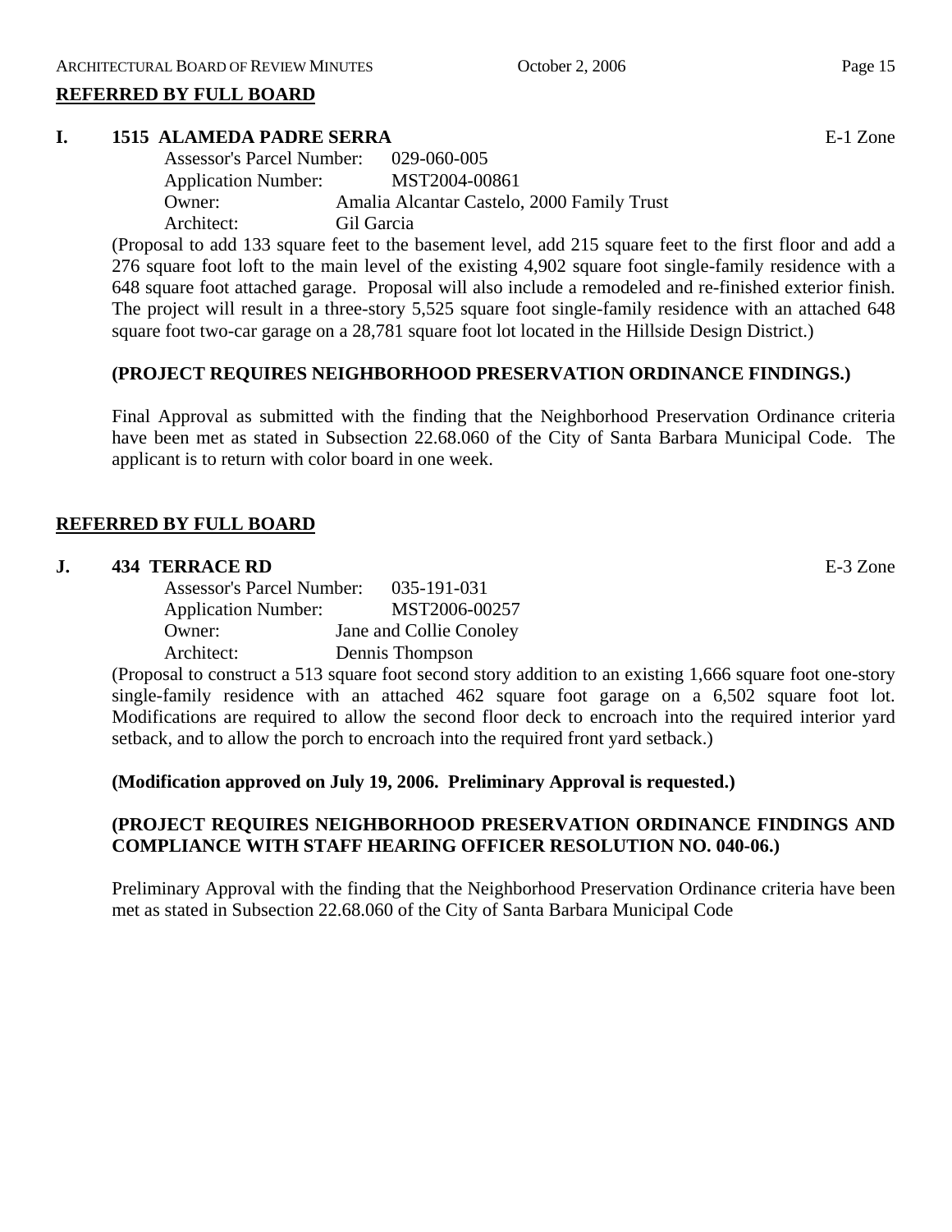## REFERRED BY FULL BOARD

### I. 1515 ALAMEDA PADRE SERRA — E-1 Zone

Assessor's Parcel Number: 029-060-005
Application Number: MST2004-00861
Owner: Amalia Alcantar Castelo, 2000 Family Trust
Architect: Gil Garcia

(Proposal to add 133 square feet to the basement level, add 215 square feet to the first floor and add a 276 square foot loft to the main level of the existing 4,902 square foot single-family residence with a 648 square foot attached garage. Proposal will also include a remodeled and re-finished exterior finish. The project will result in a three-story 5,525 square foot single-family residence with an attached 648 square foot two-car garage on a 28,781 square foot lot located in the Hillside Design District.)

**(PROJECT REQUIRES NEIGHBORHOOD PRESERVATION ORDINANCE FINDINGS.)**

Final Approval as submitted with the finding that the Neighborhood Preservation Ordinance criteria have been met as stated in Subsection 22.68.060 of the City of Santa Barbara Municipal Code. The applicant is to return with color board in one week.

## REFERRED BY FULL BOARD

### J. 434 TERRACE RD — E-3 Zone

Assessor's Parcel Number: 035-191-031
Application Number: MST2006-00257
Owner: Jane and Collie Conoley
Architect: Dennis Thompson

(Proposal to construct a 513 square foot second story addition to an existing 1,666 square foot one-story single-family residence with an attached 462 square foot garage on a 6,502 square foot lot. Modifications are required to allow the second floor deck to encroach into the required interior yard setback, and to allow the porch to encroach into the required front yard setback.)

**(Modification approved on July 19, 2006. Preliminary Approval is requested.)**

**(PROJECT REQUIRES NEIGHBORHOOD PRESERVATION ORDINANCE FINDINGS AND COMPLIANCE WITH STAFF HEARING OFFICER RESOLUTION NO. 040-06.)**

Preliminary Approval with the finding that the Neighborhood Preservation Ordinance criteria have been met as stated in Subsection 22.68.060 of the City of Santa Barbara Municipal Code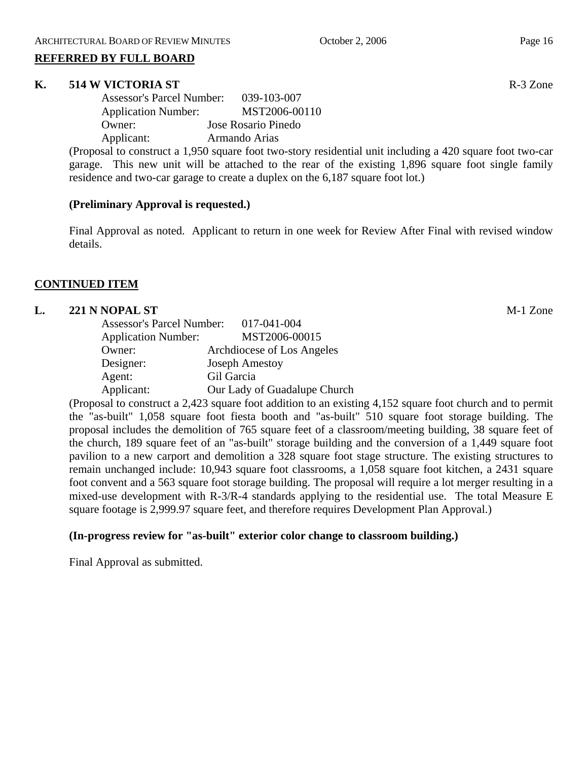**REFERRED BY FULL BOARD**

**K. 514 W VICTORIA ST** R-3 Zone

Assessor's Parcel Number: 039-103-007
Application Number: MST2006-00110
Owner: Jose Rosario Pinedo
Applicant: Armando Arias

(Proposal to construct a 1,950 square foot two-story residential unit including a 420 square foot two-car garage. This new unit will be attached to the rear of the existing 1,896 square foot single family residence and two-car garage to create a duplex on the 6,187 square foot lot.)

**(Preliminary Approval is requested.)**

Final Approval as noted. Applicant to return in one week for Review After Final with revised window details.

**CONTINUED ITEM**

**L. 221 N NOPAL ST** M-1 Zone

Assessor's Parcel Number: 017-041-004
Application Number: MST2006-00015
Owner: Archdiocese of Los Angeles
Designer: Joseph Amestoy
Agent: Gil Garcia
Applicant: Our Lady of Guadalupe Church

(Proposal to construct a 2,423 square foot addition to an existing 4,152 square foot church and to permit the "as-built" 1,058 square foot fiesta booth and "as-built" 510 square foot storage building. The proposal includes the demolition of 765 square feet of a classroom/meeting building, 38 square feet of the church, 189 square feet of an "as-built" storage building and the conversion of a 1,449 square foot pavilion to a new carport and demolition a 328 square foot stage structure. The existing structures to remain unchanged include: 10,943 square foot classrooms, a 1,058 square foot kitchen, a 2431 square foot convent and a 563 square foot storage building. The proposal will require a lot merger resulting in a mixed-use development with R-3/R-4 standards applying to the residential use. The total Measure E square footage is 2,999.97 square feet, and therefore requires Development Plan Approval.)

**(In-progress review for "as-built" exterior color change to classroom building.)**

Final Approval as submitted.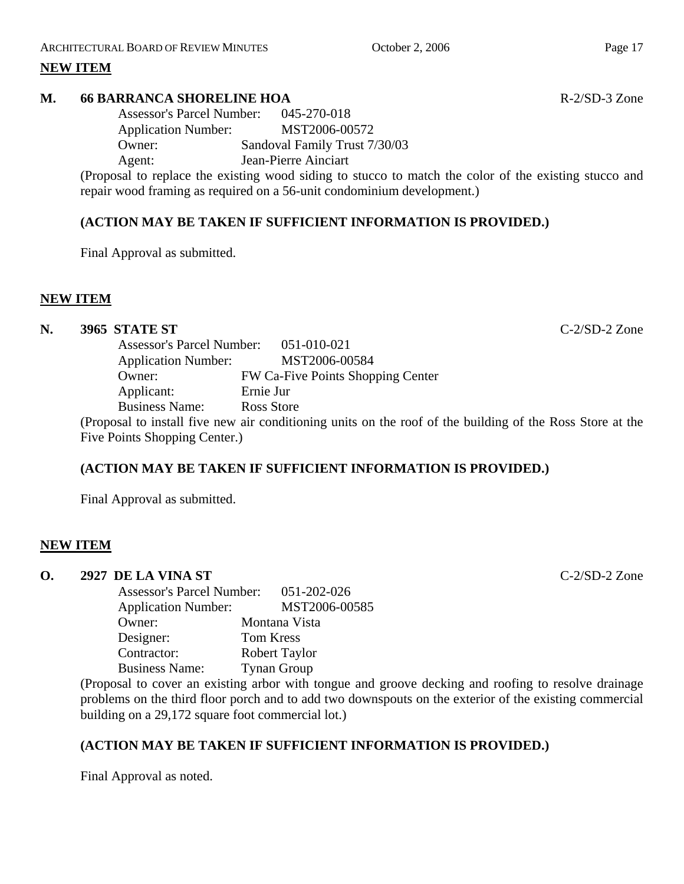## NEW ITEM

### M. 66 BARRANCA SHORELINE HOA — R-2/SD-3 Zone

Assessor's Parcel Number: 045-270-018
Application Number: MST2006-00572
Owner: Sandoval Family Trust 7/30/03
Agent: Jean-Pierre Ainciart

(Proposal to replace the existing wood siding to stucco to match the color of the existing stucco and repair wood framing as required on a 56-unit condominium development.)

**(ACTION MAY BE TAKEN IF SUFFICIENT INFORMATION IS PROVIDED.)**

Final Approval as submitted.

## NEW ITEM

### N. 3965 STATE ST — C-2/SD-2 Zone

Assessor's Parcel Number: 051-010-021
Application Number: MST2006-00584
Owner: FW Ca-Five Points Shopping Center
Applicant: Ernie Jur
Business Name: Ross Store

(Proposal to install five new air conditioning units on the roof of the building of the Ross Store at the Five Points Shopping Center.)

**(ACTION MAY BE TAKEN IF SUFFICIENT INFORMATION IS PROVIDED.)**

Final Approval as submitted.

## NEW ITEM

### O. 2927 DE LA VINA ST — C-2/SD-2 Zone

Assessor's Parcel Number: 051-202-026
Application Number: MST2006-00585
Owner: Montana Vista
Designer: Tom Kress
Contractor: Robert Taylor
Business Name: Tynan Group

(Proposal to cover an existing arbor with tongue and groove decking and roofing to resolve drainage problems on the third floor porch and to add two downspouts on the exterior of the existing commercial building on a 29,172 square foot commercial lot.)

**(ACTION MAY BE TAKEN IF SUFFICIENT INFORMATION IS PROVIDED.)**

Final Approval as noted.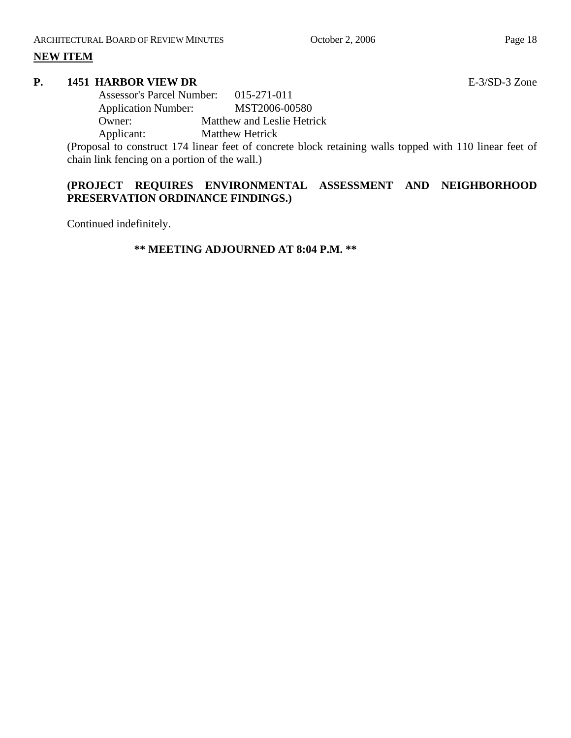**NEW ITEM**

**P. 1451 HARBOR VIEW DR** E-3/SD-3 Zone

Assessor's Parcel Number: 015-271-011
Application Number: MST2006-00580
Owner: Matthew and Leslie Hetrick
Applicant: Matthew Hetrick

(Proposal to construct 174 linear feet of concrete block retaining walls topped with 110 linear feet of chain link fencing on a portion of the wall.)

**(PROJECT REQUIRES ENVIRONMENTAL ASSESSMENT AND NEIGHBORHOOD PRESERVATION ORDINANCE FINDINGS.)**

Continued indefinitely.

**\*\* MEETING ADJOURNED AT 8:04 P.M. \*\***